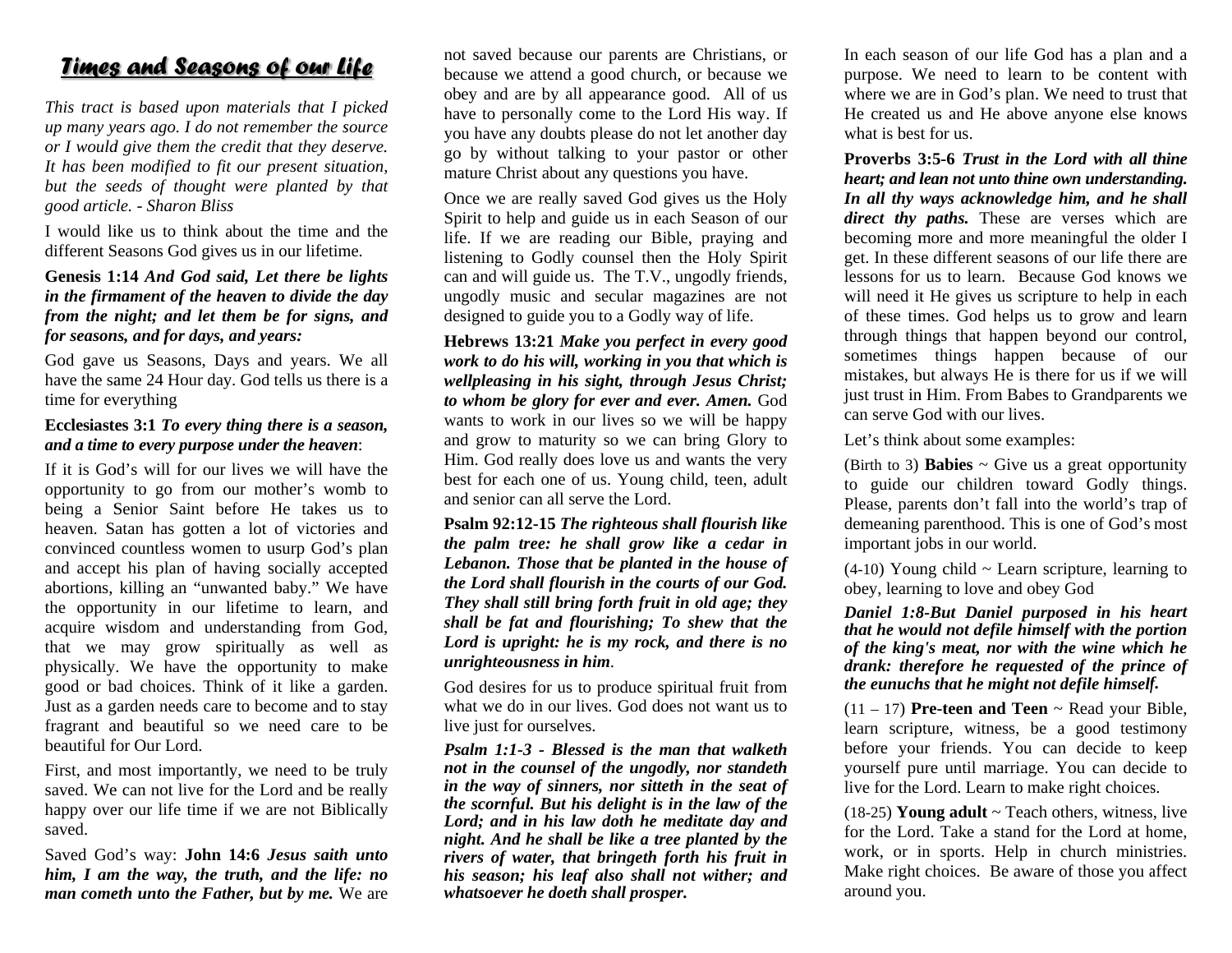# *Times and Seasons of our Life*

*This tract is based upon materials that I picked up many years ago. I do not remember the source or I would give them the credit that they deserve. It has been modified to fit our present situation, but the seeds of thought were planted by that good article. - Sharon Bliss*

I would like us to think about the time and the different Seasons God gives us in our lifetime.

**Genesis 1:14** ***And God said, Let there be lights in the firmament of the heaven to divide the day from the night; and let them be for signs, and for seasons, and for days, and years:***

God gave us Seasons, Days and years. We all have the same 24 Hour day. God tells us there is a time for everything

**Ecclesiastes 3:1** ***To every thing there is a season, and a time to every purpose under the heaven***:

If it is God's will for our lives we will have the opportunity to go from our mother's womb to being a Senior Saint before He takes us to heaven. Satan has gotten a lot of victories and convinced countless women to usurp God's plan and accept his plan of having socially accepted abortions, killing an "unwanted baby." We have the opportunity in our lifetime to learn, and acquire wisdom and understanding from God, that we may grow spiritually as well as physically. We have the opportunity to make good or bad choices. Think of it like a garden. Just as a garden needs care to become and to stay fragrant and beautiful so we need care to be beautiful for Our Lord.

First, and most importantly, we need to be truly saved. We can not live for the Lord and be really happy over our life time if we are not Biblically saved.

Saved God's way: **John 14:6** ***Jesus saith unto him, I am the way, the truth, and the life: no man cometh unto the Father, but by me.*** We are not saved because our parents are Christians, or because we attend a good church, or because we obey and are by all appearance good. All of us have to personally come to the Lord His way. If you have any doubts please do not let another day go by without talking to your pastor or other mature Christ about any questions you have.

Once we are really saved God gives us the Holy Spirit to help and guide us in each Season of our life. If we are reading our Bible, praying and listening to Godly counsel then the Holy Spirit can and will guide us. The T.V., ungodly friends, ungodly music and secular magazines are not designed to guide you to a Godly way of life.

**Hebrews 13:21** ***Make you perfect in every good work to do his will, working in you that which is wellpleasing in his sight, through Jesus Christ; to whom be glory for ever and ever. Amen.*** God wants to work in our lives so we will be happy and grow to maturity so we can bring Glory to Him. God really does love us and wants the very best for each one of us. Young child, teen, adult and senior can all serve the Lord.

**Psalm 92:12-15** ***The righteous shall flourish like the palm tree: he shall grow like a cedar in Lebanon. Those that be planted in the house of the Lord shall flourish in the courts of our God. They shall still bring forth fruit in old age; they shall be fat and flourishing; To shew that the Lord is upright: he is my rock, and there is no unrighteousness in him***.

God desires for us to produce spiritual fruit from what we do in our lives. God does not want us to live just for ourselves.

***Psalm 1:1-3 - Blessed is the man that walketh not in the counsel of the ungodly, nor standeth in the way of sinners, nor sitteth in the seat of the scornful. But his delight is in the law of the Lord; and in his law doth he meditate day and night. And he shall be like a tree planted by the rivers of water, that bringeth forth his fruit in his season; his leaf also shall not wither; and whatsoever he doeth shall prosper.***

In each season of our life God has a plan and a purpose. We need to learn to be content with where we are in God's plan. We need to trust that He created us and He above anyone else knows what is best for us.

**Proverbs 3:5-6** ***Trust in the Lord with all thine heart; and lean not unto thine own understanding. In all thy ways acknowledge him, and he shall direct thy paths.*** These are verses which are becoming more and more meaningful the older I get. In these different seasons of our life there are lessons for us to learn. Because God knows we will need it He gives us scripture to help in each of these times. God helps us to grow and learn through things that happen beyond our control, sometimes things happen because of our mistakes, but always He is there for us if we will just trust in Him. From Babes to Grandparents we can serve God with our lives.

Let's think about some examples:

(Birth to 3) **Babies** ~ Give us a great opportunity to guide our children toward Godly things. Please, parents don't fall into the world's trap of demeaning parenthood. This is one of God's most important jobs in our world.

(4-10) Young child ~ Learn scripture, learning to obey, learning to love and obey God

***Daniel 1:8-But Daniel purposed in his heart that he would not defile himself with the portion of the king's meat, nor with the wine which he drank: therefore he requested of the prince of the eunuchs that he might not defile himself.***

(11 – 17) **Pre-teen and Teen** ~ Read your Bible, learn scripture, witness, be a good testimony before your friends. You can decide to keep yourself pure until marriage. You can decide to live for the Lord. Learn to make right choices.

(18-25) **Young adult** ~ Teach others, witness, live for the Lord. Take a stand for the Lord at home, work, or in sports. Help in church ministries. Make right choices. Be aware of those you affect around you.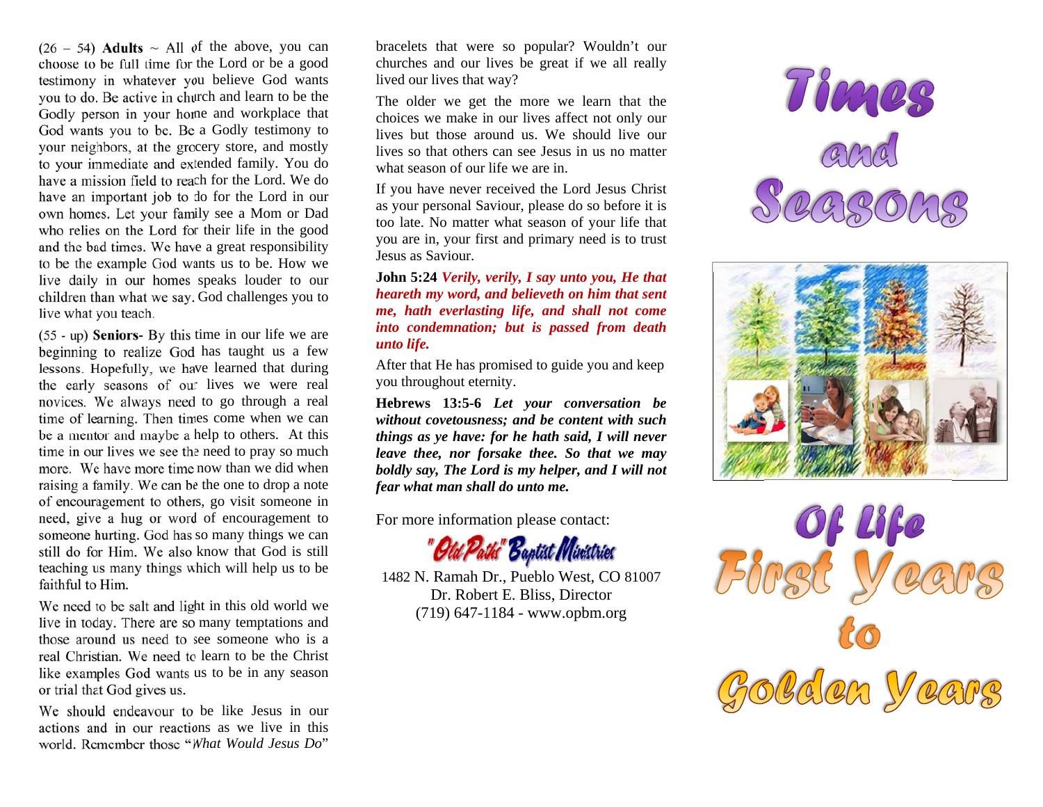(26 – 54) **Adults** ~ All of the above, you can choose to be full time for the Lord or be a good testimony in whatever you believe God wants you to do. Be active in church and learn to be the Godly person in your home and workplace that God wants you to be. Be a Godly testimony to your neighbors, at the grocery store, and mostly to your immediate and extended family. You do have a mission field to reach for the Lord. We do have an important job to do for the Lord in our own homes. Let your family see a Mom or Dad who relies on the Lord for their life in the good and the bad times. We have a great responsibility to be the example God wants us to be. How we live daily in our homes speaks louder to our children than what we say. God challenges you to live what you teach.

(55 - up) **Seniors-** By this time in our life we are beginning to realize God has taught us a few lessons. Hopefully, we have learned that during the early seasons of our lives we were real novices. We always need to go through a real time of learning. Then times come when we can be a mentor and maybe a help to others. At this time in our lives we see the need to pray so much more. We have more time now than we did when raising a family. We can be the one to drop a note of encouragement to others, go visit someone in need, give a hug or word of encouragement to someone hurting. God has so many things we can still do for Him. We also know that God is still teaching us many things which will help us to be faithful to Him.

We need to be salt and light in this old world we live in today. There are so many temptations and those around us need to see someone who is a real Christian. We need to learn to be the Christ like examples God wants us to be in any season or trial that God gives us.

We should endeavour to be like Jesus in our actions and in our reactions as we live in this world. Remember those "*What Would Jesus Do*" bracelets that were so popular? Wouldn't our churches and our lives be great if we all really lived our lives that way?

The older we get the more we learn that the choices we make in our lives affect not only our lives but those around us. We should live our lives so that others can see Jesus in us no matter what season of our life we are in.

If you have never received the Lord Jesus Christ as your personal Saviour, please do so before it is too late. No matter what season of your life that you are in, your first and primary need is to trust Jesus as Saviour.

**John 5:24** ***Verily, verily, I say unto you, He that heareth my word, and believeth on him that sent me, hath everlasting life, and shall not come into condemnation; but is passed from death unto life.***

After that He has promised to guide you and keep you throughout eternity.

**Hebrews 13:5-6** ***Let your conversation be without covetousness; and be content with such things as ye have: for he hath said, I will never leave thee, nor forsake thee. So that we may boldly say, The Lord is my helper, and I will not fear what man shall do unto me.***

For more information please contact:

"Old Paths" Baptist Ministries

1482 N. Ramah Dr., Pueblo West, CO 81007
Dr. Robert E. Bliss, Director
(719) 647-1184 - www.opbm.org

# Times and Seasons

# Of Life

# First Years to Golden Years